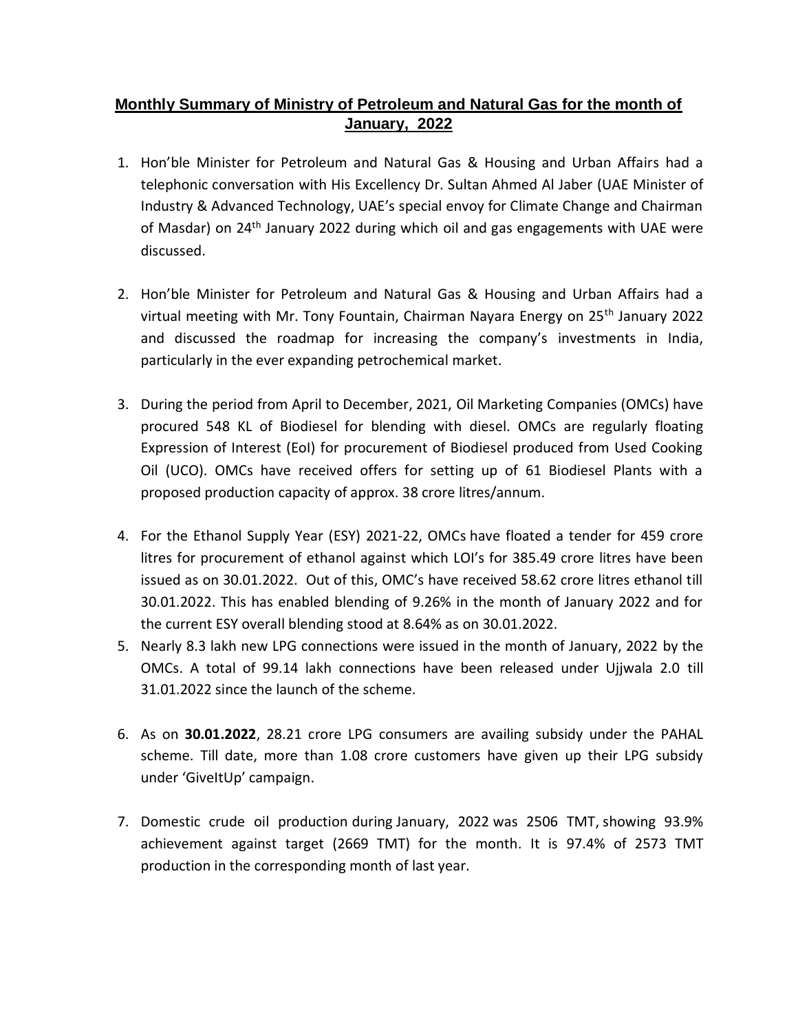# Monthly Summary of Ministry of Petroleum and Natural Gas for the month of January, 2022

1. Hon'ble Minister for Petroleum and Natural Gas & Housing and Urban Affairs had a telephonic conversation with His Excellency Dr. Sultan Ahmed Al Jaber (UAE Minister of Industry & Advanced Technology, UAE's special envoy for Climate Change and Chairman of Masdar) on 24th January 2022 during which oil and gas engagements with UAE were discussed.

2. Hon'ble Minister for Petroleum and Natural Gas & Housing and Urban Affairs had a virtual meeting with Mr. Tony Fountain, Chairman Nayara Energy on 25th January 2022 and discussed the roadmap for increasing the company's investments in India, particularly in the ever expanding petrochemical market.

3. During the period from April to December, 2021, Oil Marketing Companies (OMCs) have procured 548 KL of Biodiesel for blending with diesel. OMCs are regularly floating Expression of Interest (EoI) for procurement of Biodiesel produced from Used Cooking Oil (UCO). OMCs have received offers for setting up of 61 Biodiesel Plants with a proposed production capacity of approx. 38 crore litres/annum.

4. For the Ethanol Supply Year (ESY) 2021-22, OMCs have floated a tender for 459 crore litres for procurement of ethanol against which LOI's for 385.49 crore litres have been issued as on 30.01.2022. Out of this, OMC's have received 58.62 crore litres ethanol till 30.01.2022. This has enabled blending of 9.26% in the month of January 2022 and for the current ESY overall blending stood at 8.64% as on 30.01.2022.

5. Nearly 8.3 lakh new LPG connections were issued in the month of January, 2022 by the OMCs. A total of 99.14 lakh connections have been released under Ujjwala 2.0 till 31.01.2022 since the launch of the scheme.

6. As on **30.01.2022**, 28.21 crore LPG consumers are availing subsidy under the PAHAL scheme. Till date, more than 1.08 crore customers have given up their LPG subsidy under 'GiveItUp' campaign.

7. Domestic crude oil production during January, 2022 was 2506 TMT, showing 93.9% achievement against target (2669 TMT) for the month. It is 97.4% of 2573 TMT production in the corresponding month of last year.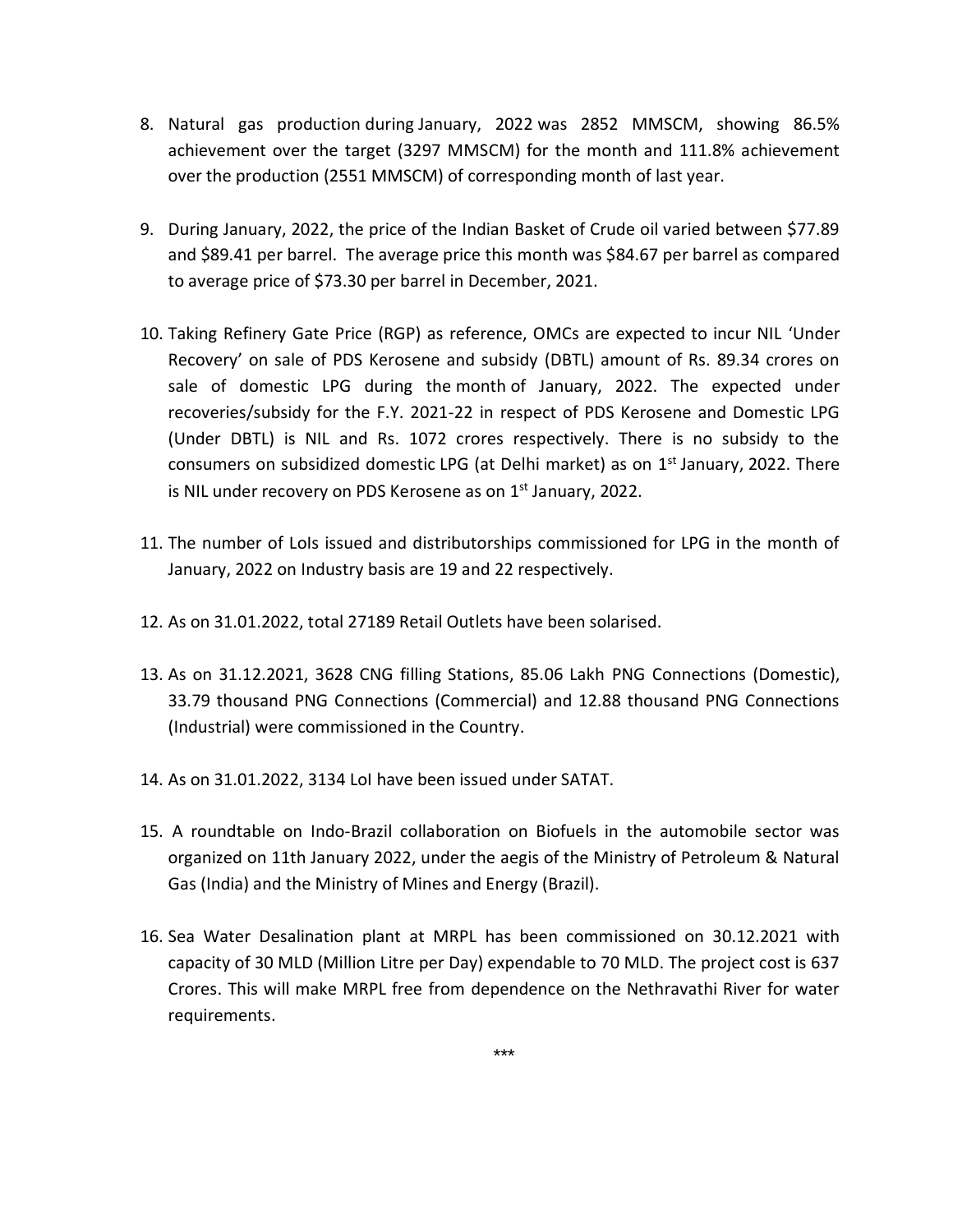8. Natural gas production during January, 2022 was 2852 MMSCM, showing 86.5% achievement over the target (3297 MMSCM) for the month and 111.8% achievement over the production (2551 MMSCM) of corresponding month of last year.

9. During January, 2022, the price of the Indian Basket of Crude oil varied between $77.89 and $89.41 per barrel. The average price this month was $84.67 per barrel as compared to average price of $73.30 per barrel in December, 2021.

10. Taking Refinery Gate Price (RGP) as reference, OMCs are expected to incur NIL 'Under Recovery' on sale of PDS Kerosene and subsidy (DBTL) amount of Rs. 89.34 crores on sale of domestic LPG during the month of January, 2022. The expected under recoveries/subsidy for the F.Y. 2021-22 in respect of PDS Kerosene and Domestic LPG (Under DBTL) is NIL and Rs. 1072 crores respectively. There is no subsidy to the consumers on subsidized domestic LPG (at Delhi market) as on 1st January, 2022. There is NIL under recovery on PDS Kerosene as on 1st January, 2022.

11. The number of LoIs issued and distributorships commissioned for LPG in the month of January, 2022 on Industry basis are 19 and 22 respectively.

12. As on 31.01.2022, total 27189 Retail Outlets have been solarised.

13. As on 31.12.2021, 3628 CNG filling Stations, 85.06 Lakh PNG Connections (Domestic), 33.79 thousand PNG Connections (Commercial) and 12.88 thousand PNG Connections (Industrial) were commissioned in the Country.

14. As on 31.01.2022, 3134 LoI have been issued under SATAT.

15. A roundtable on Indo-Brazil collaboration on Biofuels in the automobile sector was organized on 11th January 2022, under the aegis of the Ministry of Petroleum & Natural Gas (India) and the Ministry of Mines and Energy (Brazil).

16. Sea Water Desalination plant at MRPL has been commissioned on 30.12.2021 with capacity of 30 MLD (Million Litre per Day) expendable to 70 MLD. The project cost is 637 Crores. This will make MRPL free from dependence on the Nethravathi River for water requirements.

***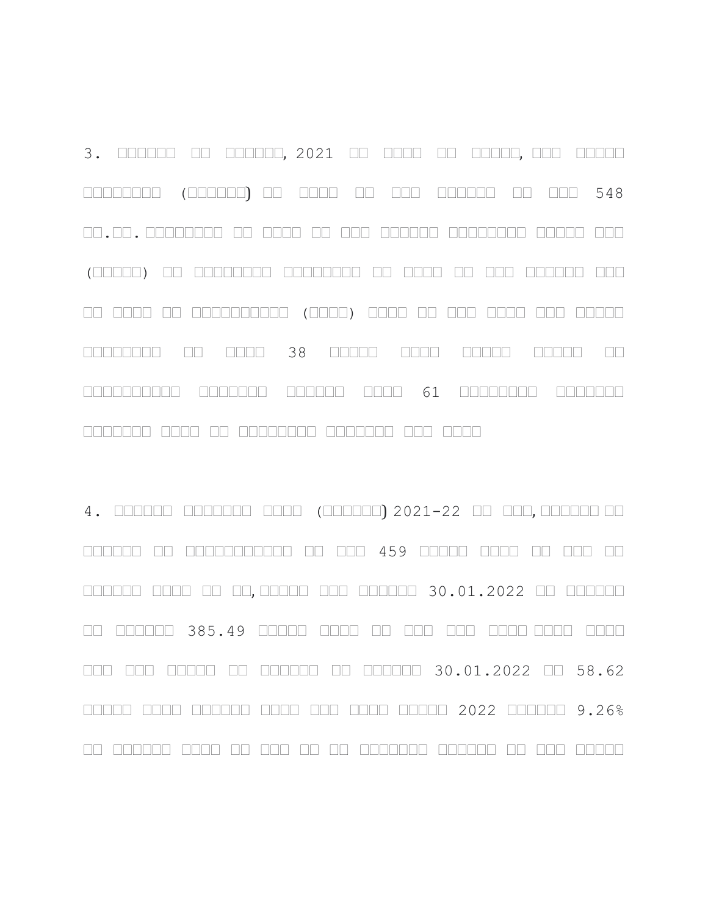3. □□□□□□ □□ □□□□□□, 2021 □□ □□□□ □□ □□□□□, □□□ □□□□□ □□□□□□□□ (□□□□□□) □□ □□□□ □□ □□□ □□□□□□ □□ □□□ 548 □□.□□. □□□□□□□□ □□ □□□□ □□ □□□ □□□□□□ □□□□□□□□ □□□□□ □□□ (□□□□□) □□ □□□□□□□□ □□□□□□□□ □□ □□□□ □□ □□□ □□□□□□ □□□ □□ □□□□ □□ □□□□□□□□□□ (□□□□) □□□□ □□ □□□ □□□□ □□□ □□□□□ □□□□□□□□ □□ □□□□ 38 □□□□□ □□□□ □□□□□ □□□□□ □□ □□□□□□□□□□ □□□□□□□ □□□□□□ □□□□ 61 □□□□□□□□ □□□□□□□ □□□□□□□ □□□□ □□ □□□□□□□□ □□□□□□□ □□□ □□□□

4. □□□□□□ □□□□□□□ □□□□ (□□□□□□) 2021-22 □□ □□□, □□□□□□ □□ □□□□□□ □□ □□□□□□□□□□□ □□ □□□ 459 □□□□□ □□□□ □□ □□□ □□ □□□□□□ □□□□ □□ □□, □□□□□ □□□ □□□□□□ 30.01.2022 □□ □□□□□□ □□ □□□□□□ 385.49 □□□□□ □□□□ □□ □□□ □□□ □□□□ □□□□ □□□□ □□□ □□□ □□□□□ □□ □□□□□□ □□ □□□□□□ 30.01.2022 □□ 58.62 □□□□□ □□□□ □□□□□□ □□□□ □□□ □□□□ □□□□□ 2022 □□□□□□ 9.26% □□ □□□□□□ □□□□ □□ □□□ □□ □□ □□□□□□□ □□□□□□ □□ □□□ □□□□□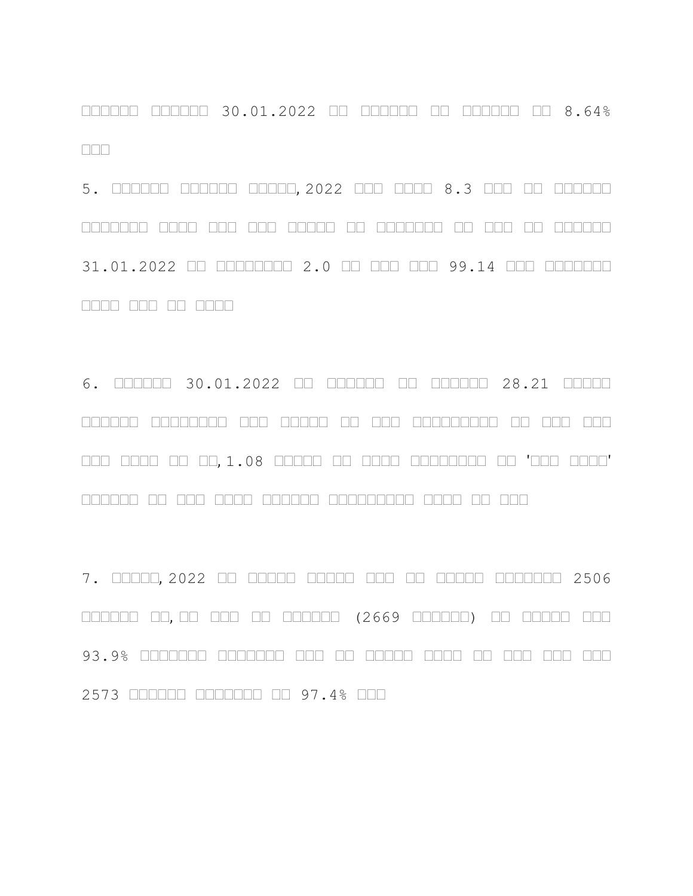□□□□□□ □□□□□□ 30.01.2022 □□ □□□□□□ □□ □□□□□□ □□ 8.64% □□□

5. □□□□□□ □□□□□□ □□□□□, 2022 □□□ □□□□ 8.3 □□□ □□ □□□□□□ □□□□□□□ □□□□ □□□ □□□ □□□□□ □□ □□□□□□□ □□ □□□ □□ □□□□□□ 31.01.2022 □□ □□□□□□□□ 2.0 □□ □□□ □□□ 99.14 □□□ □□□□□□□ □□□□ □□□ □□ □□□□

6. □□□□□□ 30.01.2022 □□ □□□□□□ □□ □□□□□□ 28.21 □□□□□ □□□□□□ □□□□□□□□ □□□ □□□□□ □□ □□□ □□□□□□□□□ □□ □□□ □□□ □□□ □□□□ □□ □□, 1.08 □□□□□ □□ □□□□ □□□□□□□□ □□ '□□□ □□□□' □□□□□□ □□ □□□ □□□□ □□□□□□ □□□□□□□□□ □□□□ □□ □□□

7. □□□□□, 2022 □□ □□□□□ □□□□□ □□□ □□ □□□□□ □□□□□□□ 2506 □□□□□□ □□, □□ □□□ □□ □□□□□□ (2669 □□□□□□) □□ □□□□□ □□□ 93.9% □□□□□□□ □□□□□□□ □□□ □□ □□□□□ □□□□ □□ □□□ □□□ □□□ 2573 □□□□□□ □□□□□□□ □□ 97.4% □□□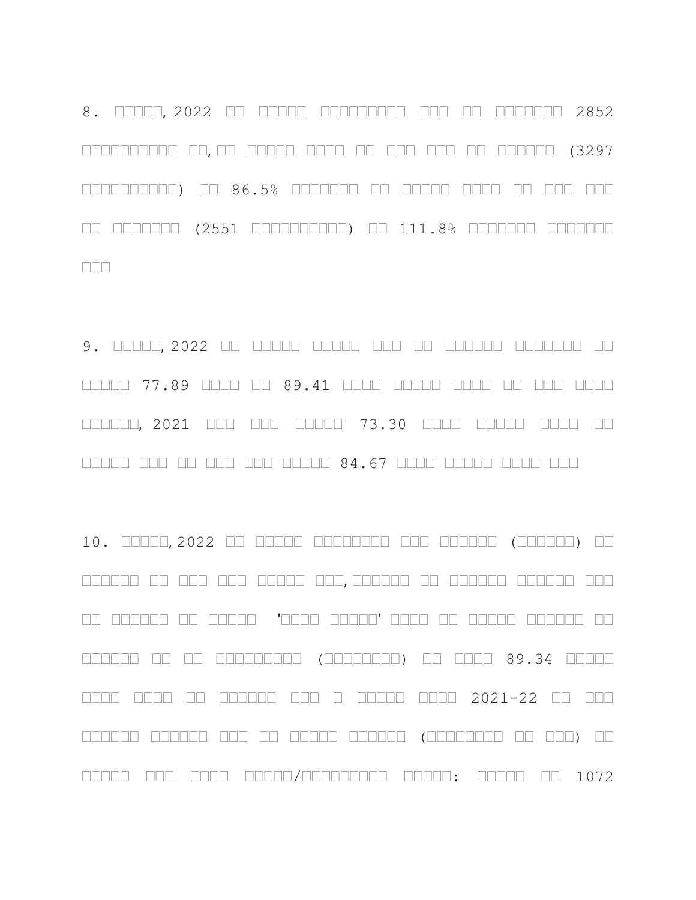8. □□□□□, 2022 □□ □□□□□ □□□□□□□□□ □□□ □□ □□□□□□□ 2852 □□□□□□□□□□ □□, □□ □□□□□ □□□□ □□ □□□ □□□ □□ □□□□□□ (3297 □□□□□□□□□□) □□ 86.5% □□□□□□□ □□ □□□□□ □□□□ □□ □□□ □□□ □□ □□□□□□□ (2551 □□□□□□□□□□) □□ 111.8% □□□□□□□ □□□□□□□ □□□

9. □□□□□, 2022 □□ □□□□□ □□□□□ □□□ □□ □□□□□□ □□□□□□□ □□ □□□□□ 77.89 □□□□ □□ 89.41 □□□□ □□□□□ □□□□ □□ □□□ □□□□ □□□□□□, 2021 □□□ □□□ □□□□□ 73.30 □□□□ □□□□□ □□□□ □□ □□□□□ □□□ □□ □□□ □□□ □□□□□ 84.67 □□□□ □□□□□ □□□□ □□□

10. □□□□□, 2022 □□ □□□□□ □□□□□□□□ □□□ □□□□□□ (□□□□□□) □□ □□□□□□ □□ □□□ □□□ □□□□□ □□□, □□□□□□ □□ □□□□□□ □□□□□□ □□□ □□ □□□□□□ □□ □□□□□ '□□□□ □□□□□' □□□□ □□ □□□□□ □□□□□□ □□ □□□□□□ □□ □□ □□□□□□□□□ (□□□□□□□□) □□ □□□□ 89.34 □□□□□ □□□□ □□□□ □□ □□□□□□ □□□ □ □□□□□ □□□□ 2021-22 □□ □□□ □□□□□□ □□□□□□ □□□ □□ □□□□□ □□□□□□ (□□□□□□□□ □□ □□□) □□ □□□□□ □□□ □□□□ □□□□□/□□□□□□□□□ □□□□□: □□□□□ □□ 1072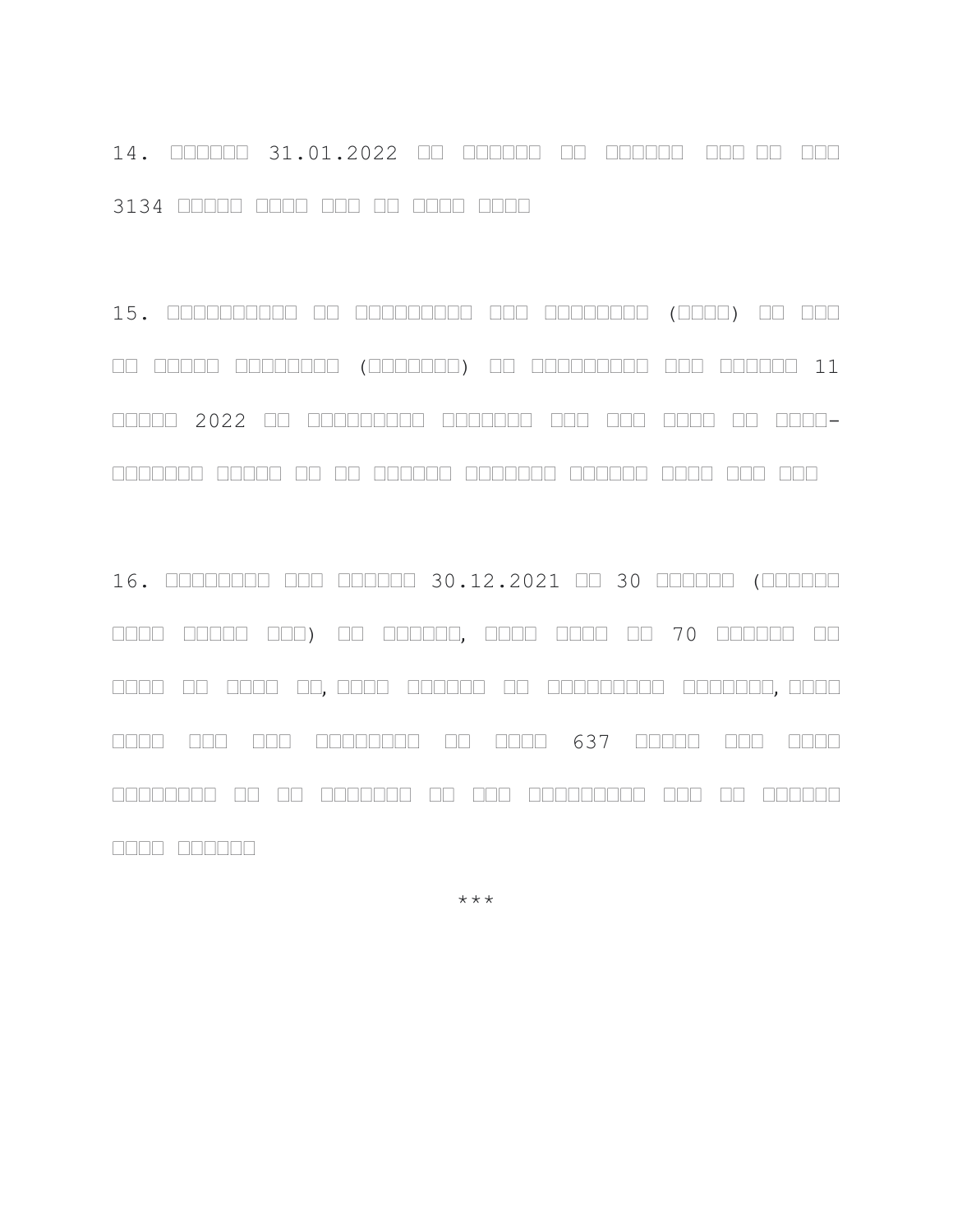14. □□□□□□ 31.01.2022 □□ □□□□□□ □□ □□□□□□ □□□ □□ □□□ 3134 □□□□□ □□□□ □□□ □□ □□□□ □□□□

15. □□□□□□□□□□ □□ □□□□□□□□□ □□□ □□□□□□□□ (□□□□) □□ □□□ □□ □□□□□ □□□□□□□□ (□□□□□□□) □□ □□□□□□□□□ □□□ □□□□□□ 11 □□□□□ 2022 □□ □□□□□□□□□□ □□□□□□□ □□□ □□□ □□□□ □□ □□□□-□□□□□□□ □□□□□ □□ □□ □□□□□□ □□□□□□□ □□□□□□ □□□□ □□□ □□□

16. □□□□□□□□ □□□ □□□□□□ 30.12.2021 □□ 30 □□□□□□ (□□□□□□ □□□□ □□□□□ □□□) □□ □□□□□□, □□□□ □□□□ □□ 70 □□□□□□ □□ □□□□ □□ □□□□ □□, □□□□ □□□□□□ □□ □□□□□□□□□ □□□□□□□, □□□□ □□□□ □□□ □□□ □□□□□□□□ □□ □□□□ 637 □□□□□ □□□ □□□□ □□□□□□□□ □□ □□ □□□□□□□ □□ □□□ □□□□□□□□□ □□□ □□ □□□□□□ □□□□ □□□□□□

***